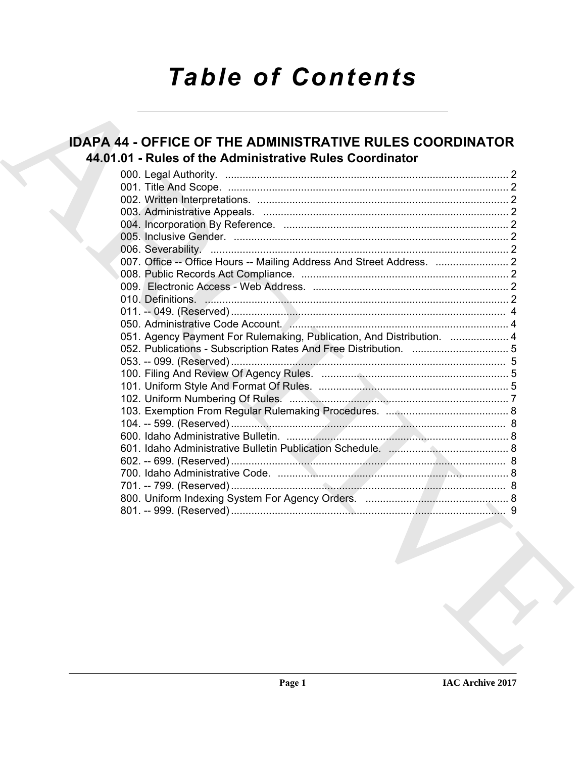# Table of Contents

## IDAPA 44 - OFFICE OF THE ADMINISTRATIVE RULES COORDINATOR

### 44.01.01 - Rules of the Administrative Rules Coordinator

000. Legal Authority. ..... 2
001. Title And Scope. ..... 2
002. Written Interpretations. ..... 2
003. Administrative Appeals. ..... 2
004. Incorporation By Reference. ..... 2
005. Inclusive Gender. ..... 2
006. Severability. ..... 2
007. Office -- Office Hours -- Mailing Address And Street Address. ..... 2
008. Public Records Act Compliance. ..... 2
009. Electronic Access - Web Address. ..... 2
010. Definitions. ..... 2
011. -- 049. (Reserved) ..... 4
050. Administrative Code Account. ..... 4
051. Agency Payment For Rulemaking, Publication, And Distribution. ..... 4
052. Publications - Subscription Rates And Free Distribution. ..... 5
053. -- 099. (Reserved) ..... 5
100. Filing And Review Of Agency Rules. ..... 5
101. Uniform Style And Format Of Rules. ..... 5
102. Uniform Numbering Of Rules. ..... 7
103. Exemption From Regular Rulemaking Procedures. ..... 8
104. -- 599. (Reserved) ..... 8
600. Idaho Administrative Bulletin. ..... 8
601. Idaho Administrative Bulletin Publication Schedule. ..... 8
602. -- 699. (Reserved) ..... 8
700. Idaho Administrative Code. ..... 8
701. -- 799. (Reserved) ..... 8
800. Uniform Indexing System For Agency Orders. ..... 8
801. -- 999. (Reserved) ..... 9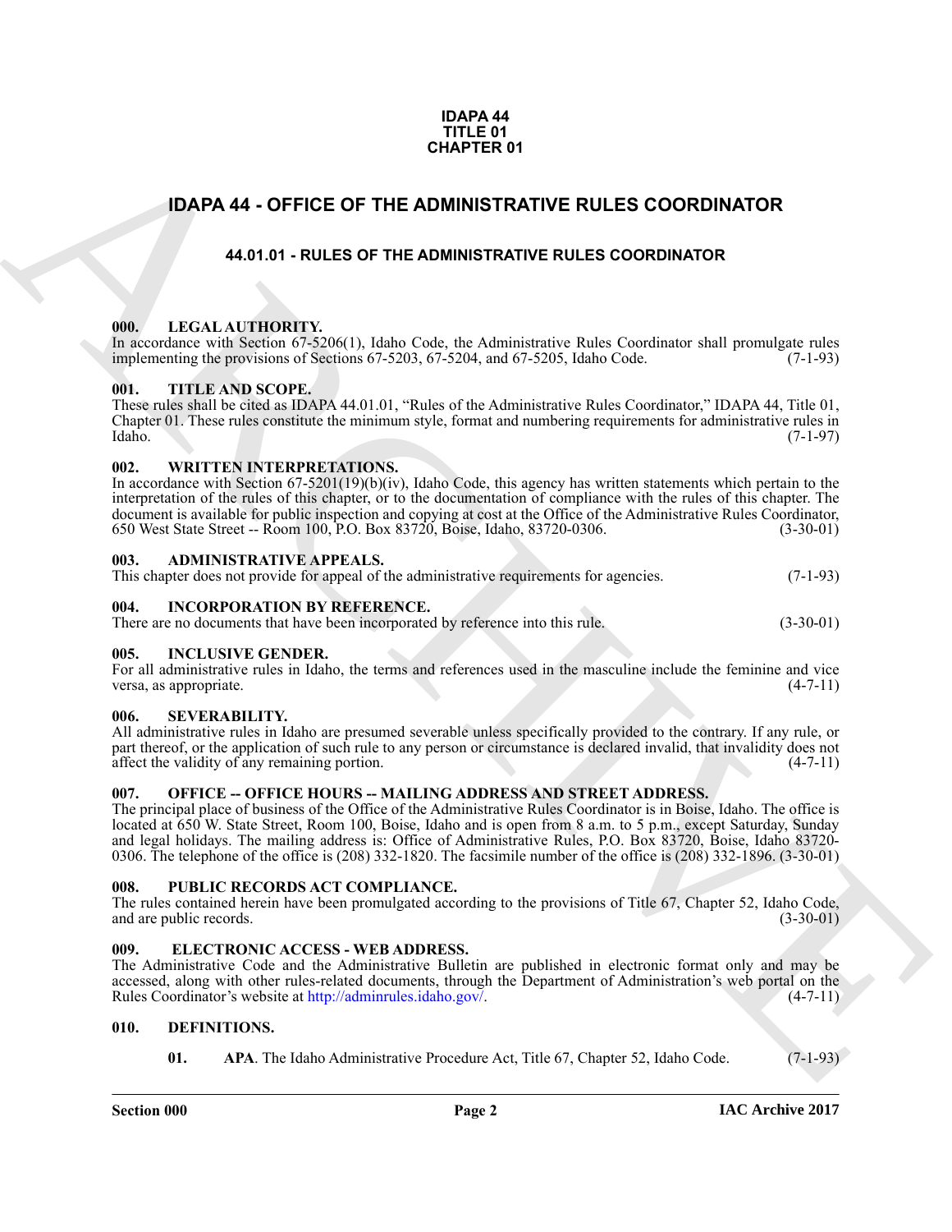IDAPA 44
TITLE 01
CHAPTER 01

# IDAPA 44 - OFFICE OF THE ADMINISTRATIVE RULES COORDINATOR

## 44.01.01 - RULES OF THE ADMINISTRATIVE RULES COORDINATOR

### 000. LEGAL AUTHORITY.

In accordance with Section 67-5206(1), Idaho Code, the Administrative Rules Coordinator shall promulgate rules implementing the provisions of Sections 67-5203, 67-5204, and 67-5205, Idaho Code. (7-1-93)

### 001. TITLE AND SCOPE.

These rules shall be cited as IDAPA 44.01.01, "Rules of the Administrative Rules Coordinator," IDAPA 44, Title 01, Chapter 01. These rules constitute the minimum style, format and numbering requirements for administrative rules in Idaho. (7-1-97)

### 002. WRITTEN INTERPRETATIONS.

In accordance with Section 67-5201(19)(b)(iv), Idaho Code, this agency has written statements which pertain to the interpretation of the rules of this chapter, or to the documentation of compliance with the rules of this chapter. The document is available for public inspection and copying at cost at the Office of the Administrative Rules Coordinator, 650 West State Street -- Room 100, P.O. Box 83720, Boise, Idaho, 83720-0306. (3-30-01)

### 003. ADMINISTRATIVE APPEALS.

This chapter does not provide for appeal of the administrative requirements for agencies. (7-1-93)

### 004. INCORPORATION BY REFERENCE.

There are no documents that have been incorporated by reference into this rule. (3-30-01)

### 005. INCLUSIVE GENDER.

For all administrative rules in Idaho, the terms and references used in the masculine include the feminine and vice versa, as appropriate. (4-7-11)

### 006. SEVERABILITY.

All administrative rules in Idaho are presumed severable unless specifically provided to the contrary. If any rule, or part thereof, or the application of such rule to any person or circumstance is declared invalid, that invalidity does not affect the validity of any remaining portion. (4-7-11)

### 007. OFFICE -- OFFICE HOURS -- MAILING ADDRESS AND STREET ADDRESS.

The principal place of business of the Office of the Administrative Rules Coordinator is in Boise, Idaho. The office is located at 650 W. State Street, Room 100, Boise, Idaho and is open from 8 a.m. to 5 p.m., except Saturday, Sunday and legal holidays. The mailing address is: Office of Administrative Rules, P.O. Box 83720, Boise, Idaho 83720-0306. The telephone of the office is (208) 332-1820. The facsimile number of the office is (208) 332-1896. (3-30-01)

### 008. PUBLIC RECORDS ACT COMPLIANCE.

The rules contained herein have been promulgated according to the provisions of Title 67, Chapter 52, Idaho Code, and are public records. (3-30-01)

### 009. ELECTRONIC ACCESS - WEB ADDRESS.

The Administrative Code and the Administrative Bulletin are published in electronic format only and may be accessed, along with other rules-related documents, through the Department of Administration's web portal on the Rules Coordinator's website at http://adminrules.idaho.gov/. (4-7-11)

### 010. DEFINITIONS.

**01. APA**. The Idaho Administrative Procedure Act, Title 67, Chapter 52, Idaho Code. (7-1-93)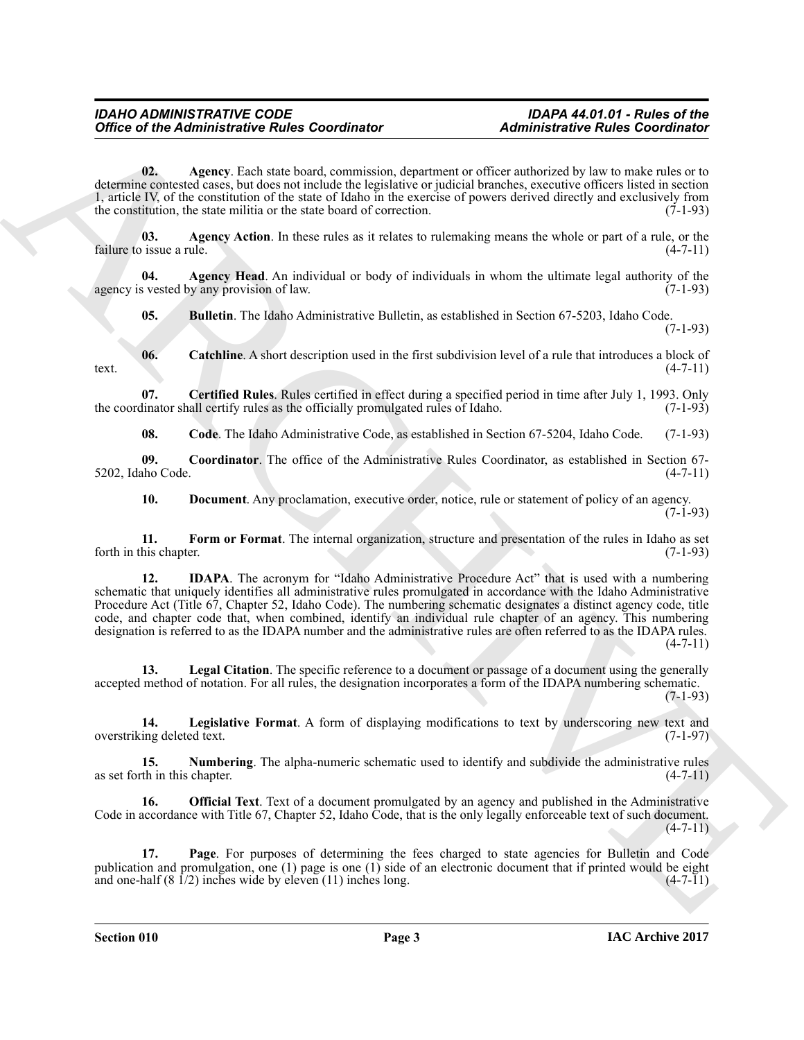**02. Agency**. Each state board, commission, department or officer authorized by law to make rules or to determine contested cases, but does not include the legislative or judicial branches, executive officers listed in section 1, article IV, of the constitution of the state of Idaho in the exercise of powers derived directly and exclusively from the constitution, the state militia or the state board of correction. (7-1-93)

**03. Agency Action**. In these rules as it relates to rulemaking means the whole or part of a rule, or the failure to issue a rule. (4-7-11)

**04. Agency Head**. An individual or body of individuals in whom the ultimate legal authority of the agency is vested by any provision of law. (7-1-93)

**05. Bulletin**. The Idaho Administrative Bulletin, as established in Section 67-5203, Idaho Code. (7-1-93)

**06. Catchline**. A short description used in the first subdivision level of a rule that introduces a block of text. (4-7-11)

**07. Certified Rules**. Rules certified in effect during a specified period in time after July 1, 1993. Only the coordinator shall certify rules as the officially promulgated rules of Idaho. (7-1-93)

**08. Code**. The Idaho Administrative Code, as established in Section 67-5204, Idaho Code. (7-1-93)

**09. Coordinator**. The office of the Administrative Rules Coordinator, as established in Section 67-5202, Idaho Code. (4-7-11)

**10. Document**. Any proclamation, executive order, notice, rule or statement of policy of an agency. (7-1-93)

**11. Form or Format**. The internal organization, structure and presentation of the rules in Idaho as set forth in this chapter. (7-1-93)

**12. IDAPA**. The acronym for "Idaho Administrative Procedure Act" that is used with a numbering schematic that uniquely identifies all administrative rules promulgated in accordance with the Idaho Administrative Procedure Act (Title 67, Chapter 52, Idaho Code). The numbering schematic designates a distinct agency code, title code, and chapter code that, when combined, identify an individual rule chapter of an agency. This numbering designation is referred to as the IDAPA number and the administrative rules are often referred to as the IDAPA rules. (4-7-11)

**13. Legal Citation**. The specific reference to a document or passage of a document using the generally accepted method of notation. For all rules, the designation incorporates a form of the IDAPA numbering schematic. (7-1-93)

**14. Legislative Format**. A form of displaying modifications to text by underscoring new text and overstriking deleted text. (7-1-97)

**15. Numbering**. The alpha-numeric schematic used to identify and subdivide the administrative rules as set forth in this chapter. (4-7-11)

**16. Official Text**. Text of a document promulgated by an agency and published in the Administrative Code in accordance with Title 67, Chapter 52, Idaho Code, that is the only legally enforceable text of such document. (4-7-11)

**17. Page**. For purposes of determining the fees charged to state agencies for Bulletin and Code publication and promulgation, one (1) page is one (1) side of an electronic document that if printed would be eight and one-half (8 1/2) inches wide by eleven (11) inches long. (4-7-11)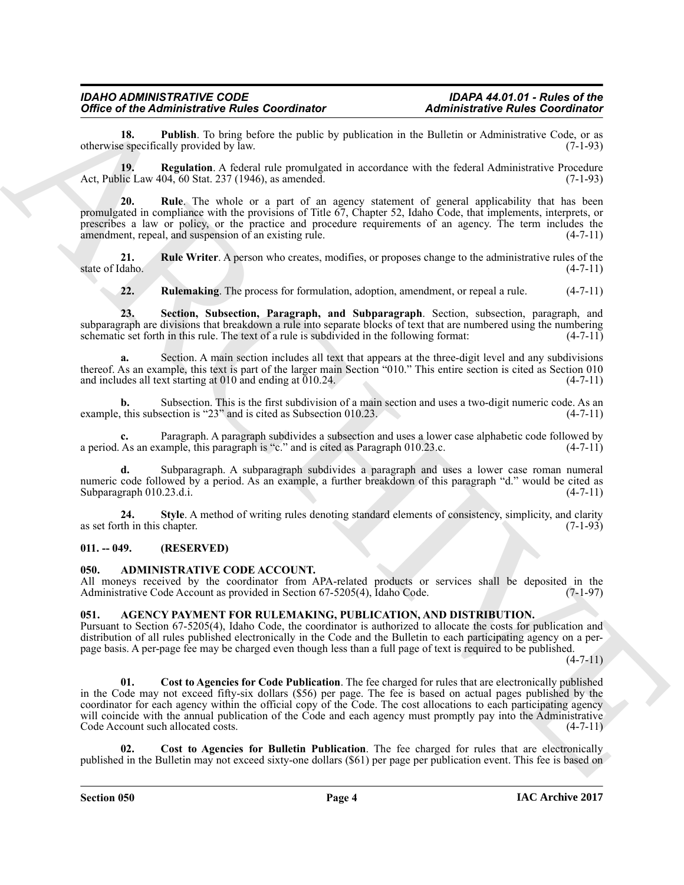**18. Publish**. To bring before the public by publication in the Bulletin or Administrative Code, or as otherwise specifically provided by law. (7-1-93)

**19. Regulation**. A federal rule promulgated in accordance with the federal Administrative Procedure Act, Public Law 404, 60 Stat. 237 (1946), as amended. (7-1-93)

**20. Rule**. The whole or a part of an agency statement of general applicability that has been promulgated in compliance with the provisions of Title 67, Chapter 52, Idaho Code, that implements, interprets, or prescribes a law or policy, or the practice and procedure requirements of an agency. The term includes the amendment, repeal, and suspension of an existing rule. (4-7-11)

**21. Rule Writer**. A person who creates, modifies, or proposes change to the administrative rules of the state of Idaho. (4-7-11)

**22. Rulemaking**. The process for formulation, adoption, amendment, or repeal a rule. (4-7-11)

**23. Section, Subsection, Paragraph, and Subparagraph**. Section, subsection, paragraph, and subparagraph are divisions that breakdown a rule into separate blocks of text that are numbered using the numbering schematic set forth in this rule. The text of a rule is subdivided in the following format: (4-7-11)

**a.** Section. A main section includes all text that appears at the three-digit level and any subdivisions thereof. As an example, this text is part of the larger main Section "010." This entire section is cited as Section 010 and includes all text starting at 010 and ending at 010.24. (4-7-11)

**b.** Subsection. This is the first subdivision of a main section and uses a two-digit numeric code. As an example, this subsection is "23" and is cited as Subsection 010.23. (4-7-11)

**c.** Paragraph. A paragraph subdivides a subsection and uses a lower case alphabetic code followed by a period. As an example, this paragraph is "c." and is cited as Paragraph 010.23.c. (4-7-11)

**d.** Subparagraph. A subparagraph subdivides a paragraph and uses a lower case roman numeral numeric code followed by a period. As an example, a further breakdown of this paragraph "d." would be cited as Subparagraph 010.23.d.i. (4-7-11)

**24. Style**. A method of writing rules denoting standard elements of consistency, simplicity, and clarity as set forth in this chapter. (7-1-93)

## 011. -- 049. (RESERVED)

## 050. ADMINISTRATIVE CODE ACCOUNT.

All moneys received by the coordinator from APA-related products or services shall be deposited in the Administrative Code Account as provided in Section 67-5205(4), Idaho Code. (7-1-97)

## 051. AGENCY PAYMENT FOR RULEMAKING, PUBLICATION, AND DISTRIBUTION.

Pursuant to Section 67-5205(4), Idaho Code, the coordinator is authorized to allocate the costs for publication and distribution of all rules published electronically in the Code and the Bulletin to each participating agency on a per-page basis. A per-page fee may be charged even though less than a full page of text is required to be published. (4-7-11)

**01. Cost to Agencies for Code Publication**. The fee charged for rules that are electronically published in the Code may not exceed fifty-six dollars ($56) per page. The fee is based on actual pages published by the coordinator for each agency within the official copy of the Code. The cost allocations to each participating agency will coincide with the annual publication of the Code and each agency must promptly pay into the Administrative Code Account such allocated costs. (4-7-11)

**02. Cost to Agencies for Bulletin Publication**. The fee charged for rules that are electronically published in the Bulletin may not exceed sixty-one dollars ($61) per page per publication event. This fee is based on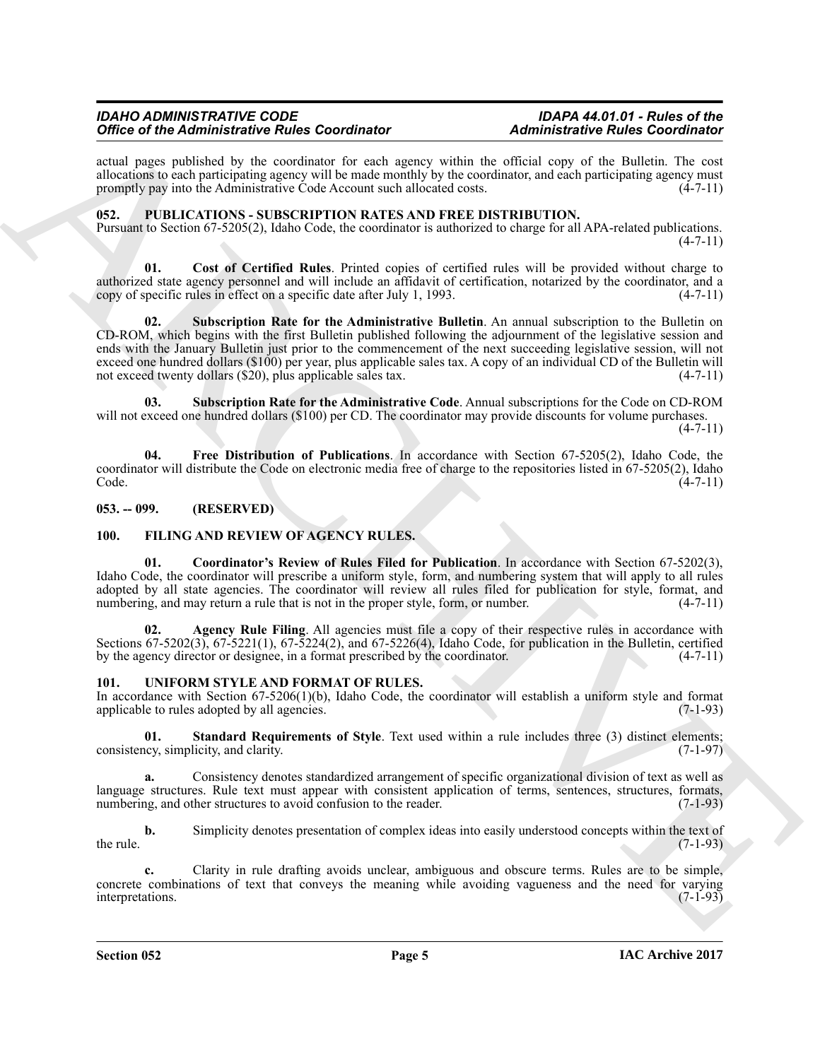actual pages published by the coordinator for each agency within the official copy of the Bulletin. The cost allocations to each participating agency will be made monthly by the coordinator, and each participating agency must promptly pay into the Administrative Code Account such allocated costs. (4-7-11)

### 052. PUBLICATIONS - SUBSCRIPTION RATES AND FREE DISTRIBUTION.

Pursuant to Section 67-5205(2), Idaho Code, the coordinator is authorized to charge for all APA-related publications. (4-7-11)

**01. Cost of Certified Rules**. Printed copies of certified rules will be provided without charge to authorized state agency personnel and will include an affidavit of certification, notarized by the coordinator, and a copy of specific rules in effect on a specific date after July 1, 1993. (4-7-11)

**02. Subscription Rate for the Administrative Bulletin**. An annual subscription to the Bulletin on CD-ROM, which begins with the first Bulletin published following the adjournment of the legislative session and ends with the January Bulletin just prior to the commencement of the next succeeding legislative session, will not exceed one hundred dollars ($100) per year, plus applicable sales tax. A copy of an individual CD of the Bulletin will not exceed twenty dollars ($20), plus applicable sales tax. (4-7-11)

**03. Subscription Rate for the Administrative Code**. Annual subscriptions for the Code on CD-ROM will not exceed one hundred dollars ($100) per CD. The coordinator may provide discounts for volume purchases. (4-7-11)

**04. Free Distribution of Publications**. In accordance with Section 67-5205(2), Idaho Code, the coordinator will distribute the Code on electronic media free of charge to the repositories listed in 67-5205(2), Idaho Code. (4-7-11)

### 053. -- 099. (RESERVED)

### 100. FILING AND REVIEW OF AGENCY RULES.

**01. Coordinator's Review of Rules Filed for Publication**. In accordance with Section 67-5202(3), Idaho Code, the coordinator will prescribe a uniform style, form, and numbering system that will apply to all rules adopted by all state agencies. The coordinator will review all rules filed for publication for style, format, and numbering, and may return a rule that is not in the proper style, form, or number. (4-7-11)

**02. Agency Rule Filing**. All agencies must file a copy of their respective rules in accordance with Sections 67-5202(3), 67-5221(1), 67-5224(2), and 67-5226(4), Idaho Code, for publication in the Bulletin, certified by the agency director or designee, in a format prescribed by the coordinator. (4-7-11)

### 101. UNIFORM STYLE AND FORMAT OF RULES.

In accordance with Section 67-5206(1)(b), Idaho Code, the coordinator will establish a uniform style and format applicable to rules adopted by all agencies. (7-1-93)

**01. Standard Requirements of Style**. Text used within a rule includes three (3) distinct elements; consistency, simplicity, and clarity. (7-1-97)

**a.** Consistency denotes standardized arrangement of specific organizational division of text as well as language structures. Rule text must appear with consistent application of terms, sentences, structures, formats, numbering, and other structures to avoid confusion to the reader. (7-1-93)

**b.** Simplicity denotes presentation of complex ideas into easily understood concepts within the text of the rule. (7-1-93)

**c.** Clarity in rule drafting avoids unclear, ambiguous and obscure terms. Rules are to be simple, concrete combinations of text that conveys the meaning while avoiding vagueness and the need for varying interpretations. (7-1-93)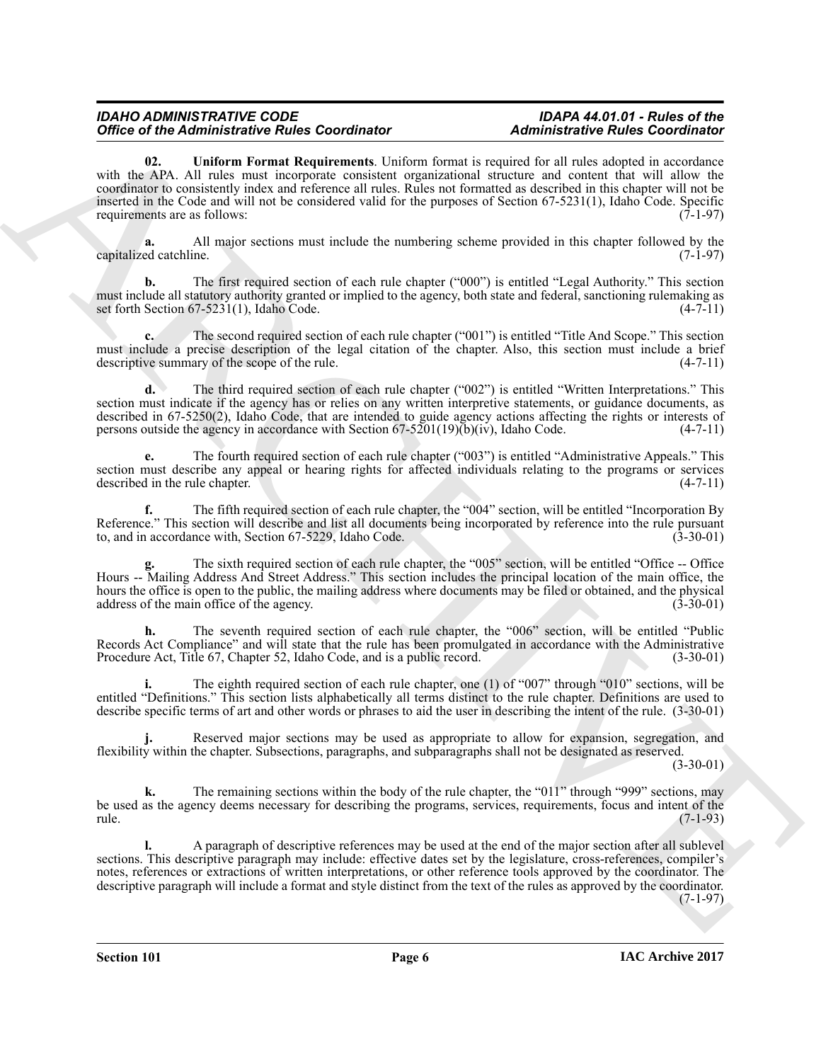**02. Uniform Format Requirements**. Uniform format is required for all rules adopted in accordance with the APA. All rules must incorporate consistent organizational structure and content that will allow the coordinator to consistently index and reference all rules. Rules not formatted as described in this chapter will not be inserted in the Code and will not be considered valid for the purposes of Section 67-5231(1), Idaho Code. Specific requirements are as follows: (7-1-97)

**a.** All major sections must include the numbering scheme provided in this chapter followed by the capitalized catchline. (7-1-97)

**b.** The first required section of each rule chapter ("000") is entitled "Legal Authority." This section must include all statutory authority granted or implied to the agency, both state and federal, sanctioning rulemaking as set forth Section 67-5231(1), Idaho Code. (4-7-11)

**c.** The second required section of each rule chapter ("001") is entitled "Title And Scope." This section must include a precise description of the legal citation of the chapter. Also, this section must include a brief descriptive summary of the scope of the rule. (4-7-11)

**d.** The third required section of each rule chapter ("002") is entitled "Written Interpretations." This section must indicate if the agency has or relies on any written interpretive statements, or guidance documents, as described in 67-5250(2), Idaho Code, that are intended to guide agency actions affecting the rights or interests of persons outside the agency in accordance with Section 67-5201(19)(b)(iv), Idaho Code. (4-7-11)

**e.** The fourth required section of each rule chapter ("003") is entitled "Administrative Appeals." This section must describe any appeal or hearing rights for affected individuals relating to the programs or services described in the rule chapter. (4-7-11)

**f.** The fifth required section of each rule chapter, the "004" section, will be entitled "Incorporation By Reference." This section will describe and list all documents being incorporated by reference into the rule pursuant to, and in accordance with, Section 67-5229, Idaho Code. (3-30-01)

**g.** The sixth required section of each rule chapter, the "005" section, will be entitled "Office -- Office Hours -- Mailing Address And Street Address." This section includes the principal location of the main office, the hours the office is open to the public, the mailing address where documents may be filed or obtained, and the physical address of the main office of the agency. (3-30-01)

**h.** The seventh required section of each rule chapter, the "006" section, will be entitled "Public Records Act Compliance" and will state that the rule has been promulgated in accordance with the Administrative Procedure Act, Title 67, Chapter 52, Idaho Code, and is a public record. (3-30-01)

**i.** The eighth required section of each rule chapter, one (1) of "007" through "010" sections, will be entitled "Definitions." This section lists alphabetically all terms distinct to the rule chapter. Definitions are used to describe specific terms of art and other words or phrases to aid the user in describing the intent of the rule. (3-30-01)

**j.** Reserved major sections may be used as appropriate to allow for expansion, segregation, and flexibility within the chapter. Subsections, paragraphs, and subparagraphs shall not be designated as reserved. (3-30-01)

**k.** The remaining sections within the body of the rule chapter, the "011" through "999" sections, may be used as the agency deems necessary for describing the programs, services, requirements, focus and intent of the rule. (7-1-93)

**l.** A paragraph of descriptive references may be used at the end of the major section after all sublevel sections. This descriptive paragraph may include: effective dates set by the legislature, cross-references, compiler's notes, references or extractions of written interpretations, or other reference tools approved by the coordinator. The descriptive paragraph will include a format and style distinct from the text of the rules as approved by the coordinator. (7-1-97)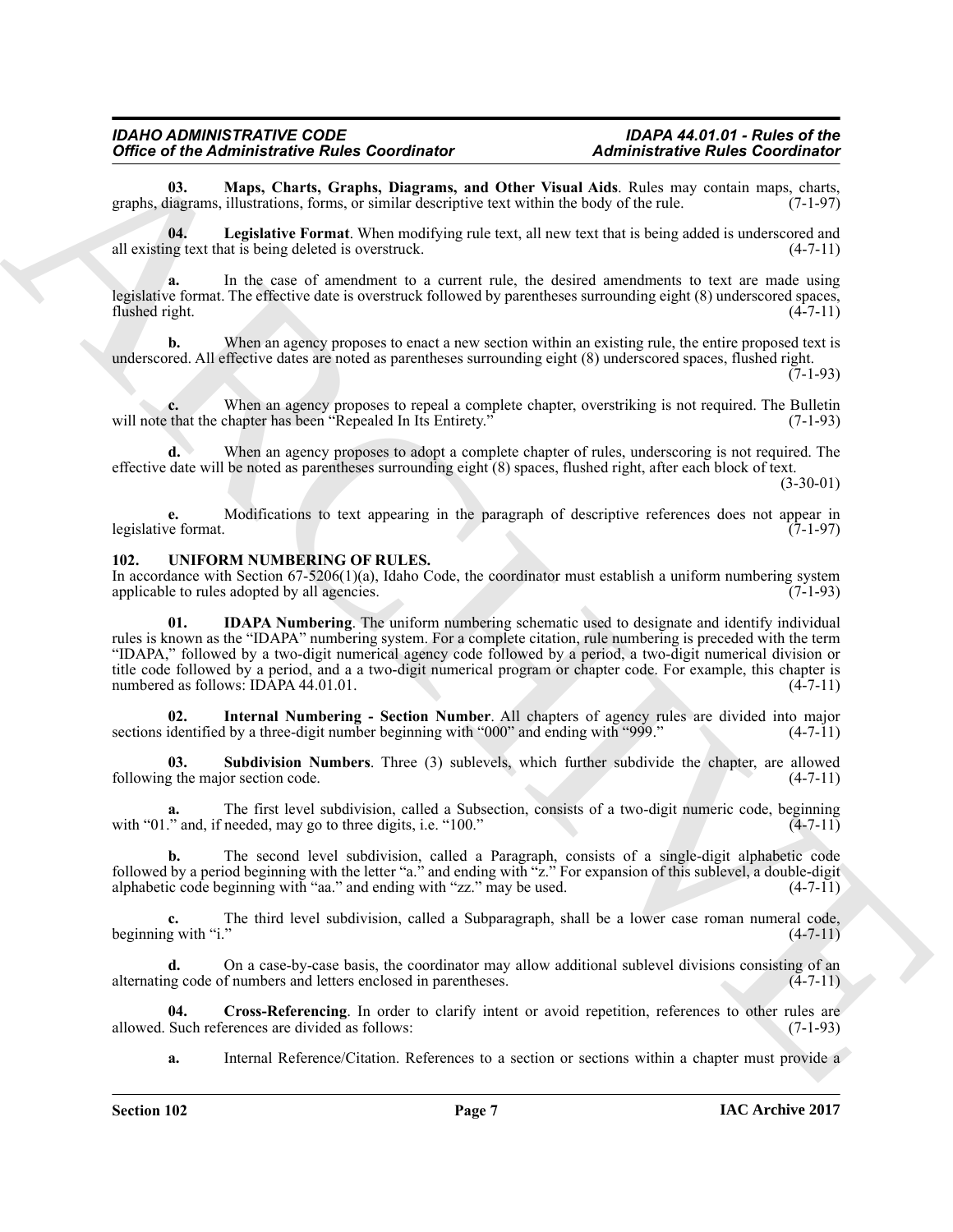**03. Maps, Charts, Graphs, Diagrams, and Other Visual Aids**. Rules may contain maps, charts, graphs, diagrams, illustrations, forms, or similar descriptive text within the body of the rule. (7-1-97)

**04. Legislative Format**. When modifying rule text, all new text that is being added is underscored and all existing text that is being deleted is overstruck. (4-7-11)

**a.** In the case of amendment to a current rule, the desired amendments to text are made using legislative format. The effective date is overstruck followed by parentheses surrounding eight (8) underscored spaces, flushed right. (4-7-11)

**b.** When an agency proposes to enact a new section within an existing rule, the entire proposed text is underscored. All effective dates are noted as parentheses surrounding eight (8) underscored spaces, flushed right. (7-1-93)

**c.** When an agency proposes to repeal a complete chapter, overstriking is not required. The Bulletin will note that the chapter has been "Repealed In Its Entirety." (7-1-93)

**d.** When an agency proposes to adopt a complete chapter of rules, underscoring is not required. The effective date will be noted as parentheses surrounding eight (8) spaces, flushed right, after each block of text. (3-30-01)

**e.** Modifications to text appearing in the paragraph of descriptive references does not appear in legislative format. (7-1-97)

## 102. UNIFORM NUMBERING OF RULES.

In accordance with Section 67-5206(1)(a), Idaho Code, the coordinator must establish a uniform numbering system applicable to rules adopted by all agencies. (7-1-93)

**01. IDAPA Numbering**. The uniform numbering schematic used to designate and identify individual rules is known as the "IDAPA" numbering system. For a complete citation, rule numbering is preceded with the term "IDAPA," followed by a two-digit numerical agency code followed by a period, a two-digit numerical division or title code followed by a period, and a a two-digit numerical program or chapter code. For example, this chapter is numbered as follows: IDAPA 44.01.01. (4-7-11)

**02. Internal Numbering - Section Number**. All chapters of agency rules are divided into major sections identified by a three-digit number beginning with "000" and ending with "999." (4-7-11)

**03. Subdivision Numbers**. Three (3) sublevels, which further subdivide the chapter, are allowed following the major section code. (4-7-11)

**a.** The first level subdivision, called a Subsection, consists of a two-digit numeric code, beginning with "01." and, if needed, may go to three digits, i.e. "100." (4-7-11)

**b.** The second level subdivision, called a Paragraph, consists of a single-digit alphabetic code followed by a period beginning with the letter "a." and ending with "z." For expansion of this sublevel, a double-digit alphabetic code beginning with "aa." and ending with "zz." may be used. (4-7-11)

**c.** The third level subdivision, called a Subparagraph, shall be a lower case roman numeral code, beginning with "i." (4-7-11)

**d.** On a case-by-case basis, the coordinator may allow additional sublevel divisions consisting of an alternating code of numbers and letters enclosed in parentheses. (4-7-11)

**04. Cross-Referencing**. In order to clarify intent or avoid repetition, references to other rules are allowed. Such references are divided as follows: (7-1-93)

**a.** Internal Reference/Citation. References to a section or sections within a chapter must provide a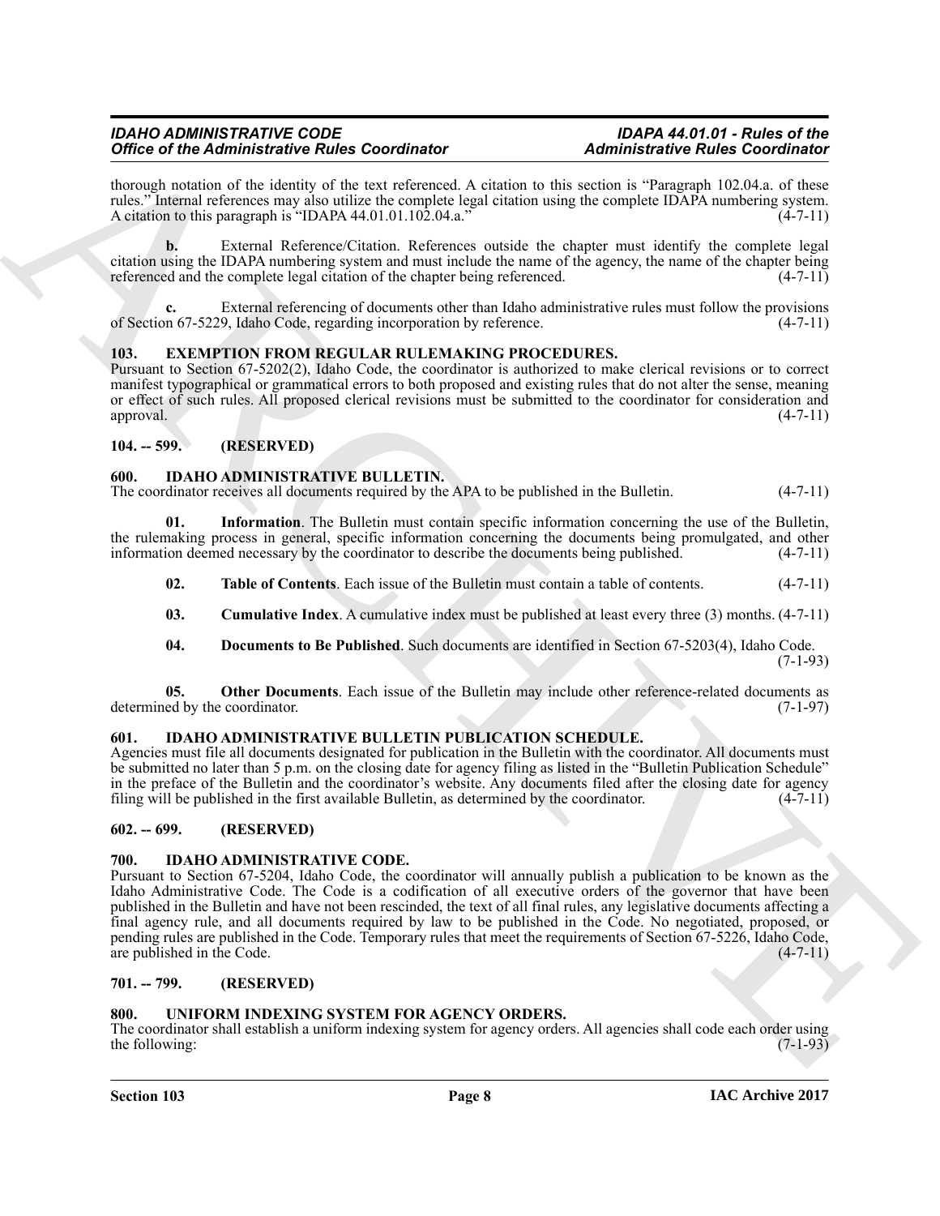thorough notation of the identity of the text referenced. A citation to this section is "Paragraph 102.04.a. of these rules." Internal references may also utilize the complete legal citation using the complete IDAPA numbering system. A citation to this paragraph is "IDAPA 44.01.01.102.04.a." (4-7-11)

**b.** External Reference/Citation. References outside the chapter must identify the complete legal citation using the IDAPA numbering system and must include the name of the agency, the name of the chapter being referenced and the complete legal citation of the chapter being referenced. (4-7-11)

**c.** External referencing of documents other than Idaho administrative rules must follow the provisions of Section 67-5229, Idaho Code, regarding incorporation by reference. (4-7-11)

### 103. EXEMPTION FROM REGULAR RULEMAKING PROCEDURES.

Pursuant to Section 67-5202(2), Idaho Code, the coordinator is authorized to make clerical revisions or to correct manifest typographical or grammatical errors to both proposed and existing rules that do not alter the sense, meaning or effect of such rules. All proposed clerical revisions must be submitted to the coordinator for consideration and approval. (4-7-11)

### 104. -- 599. (RESERVED)

### 600. IDAHO ADMINISTRATIVE BULLETIN.

The coordinator receives all documents required by the APA to be published in the Bulletin. (4-7-11)

**01. Information**. The Bulletin must contain specific information concerning the use of the Bulletin, the rulemaking process in general, specific information concerning the documents being promulgated, and other information deemed necessary by the coordinator to describe the documents being published. (4-7-11)

**02. Table of Contents**. Each issue of the Bulletin must contain a table of contents. (4-7-11)

**03. Cumulative Index**. A cumulative index must be published at least every three (3) months. (4-7-11)

**04. Documents to Be Published**. Such documents are identified in Section 67-5203(4), Idaho Code. (7-1-93)

**05. Other Documents**. Each issue of the Bulletin may include other reference-related documents as determined by the coordinator. (7-1-97)

### 601. IDAHO ADMINISTRATIVE BULLETIN PUBLICATION SCHEDULE.

Agencies must file all documents designated for publication in the Bulletin with the coordinator. All documents must be submitted no later than 5 p.m. on the closing date for agency filing as listed in the "Bulletin Publication Schedule" in the preface of the Bulletin and the coordinator's website. Any documents filed after the closing date for agency filing will be published in the first available Bulletin, as determined by the coordinator. (4-7-11)

### 602. -- 699. (RESERVED)

### 700. IDAHO ADMINISTRATIVE CODE.

Pursuant to Section 67-5204, Idaho Code, the coordinator will annually publish a publication to be known as the Idaho Administrative Code. The Code is a codification of all executive orders of the governor that have been published in the Bulletin and have not been rescinded, the text of all final rules, any legislative documents affecting a final agency rule, and all documents required by law to be published in the Code. No negotiated, proposed, or pending rules are published in the Code. Temporary rules that meet the requirements of Section 67-5226, Idaho Code, are published in the Code. (4-7-11)

### 701. -- 799. (RESERVED)

### 800. UNIFORM INDEXING SYSTEM FOR AGENCY ORDERS.

The coordinator shall establish a uniform indexing system for agency orders. All agencies shall code each order using the following: (7-1-93)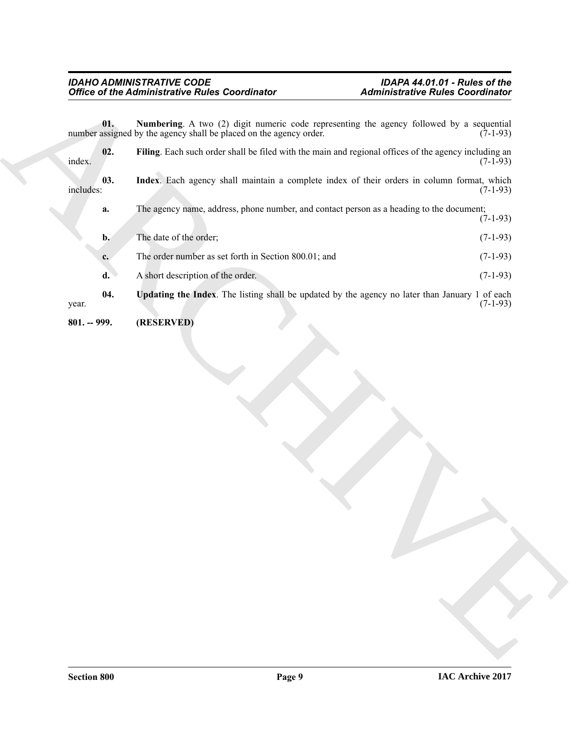**01. Numbering**. A two (2) digit numeric code representing the agency followed by a sequential number assigned by the agency shall be placed on the agency order. (7-1-93)

**02. Filing**. Each such order shall be filed with the main and regional offices of the agency including an index. (7-1-93)

**03. Index**. Each agency shall maintain a complete index of their orders in column format, which includes: (7-1-93)

**a.** The agency name, address, phone number, and contact person as a heading to the document; (7-1-93)

**b.** The date of the order; (7-1-93)

**c.** The order number as set forth in Section 800.01; and (7-1-93)

**d.** A short description of the order. (7-1-93)

**04. Updating the Index**. The listing shall be updated by the agency no later than January 1 of each year. (7-1-93)

**801. -- 999. (RESERVED)**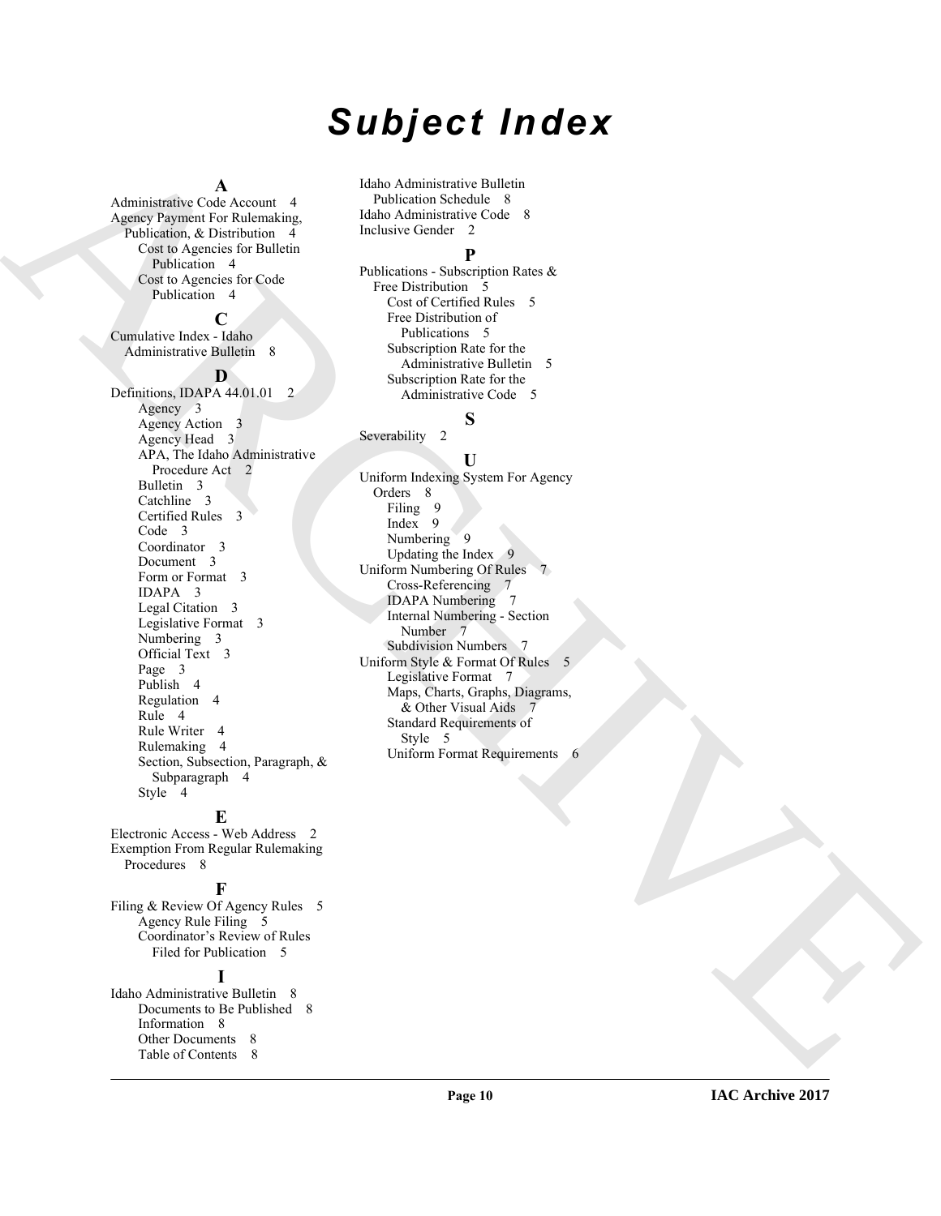# Subject Index

**A**

Administrative Code Account 4
Agency Payment For Rulemaking, Publication, & Distribution 4
- Cost to Agencies for Bulletin Publication 4
- Cost to Agencies for Code Publication 4

**C**

Cumulative Index - Idaho Administrative Bulletin 8

**D**

Definitions, IDAPA 44.01.01 2
- Agency 3
- Agency Action 3
- Agency Head 3
- APA, The Idaho Administrative Procedure Act 2
- Bulletin 3
- Catchline 3
- Certified Rules 3
- Code 3
- Coordinator 3
- Document 3
- Form or Format 3
- IDAPA 3
- Legal Citation 3
- Legislative Format 3
- Numbering 3
- Official Text 3
- Page 3
- Publish 4
- Regulation 4
- Rule 4
- Rule Writer 4
- Rulemaking 4
- Section, Subsection, Paragraph, & Subparagraph 4
- Style 4

**E**

Electronic Access - Web Address 2
Exemption From Regular Rulemaking Procedures 8

**F**

Filing & Review Of Agency Rules 5
- Agency Rule Filing 5
- Coordinator's Review of Rules Filed for Publication 5

**I**

Idaho Administrative Bulletin 8
- Documents to Be Published 8
- Information 8
- Other Documents 8
- Table of Contents 8

Idaho Administrative Bulletin Publication Schedule 8
Idaho Administrative Code 8
Inclusive Gender 2

**P**

Publications - Subscription Rates & Free Distribution 5
- Cost of Certified Rules 5
- Free Distribution of Publications 5
- Subscription Rate for the Administrative Bulletin 5
- Subscription Rate for the Administrative Code 5

**S**

Severability 2

**U**

Uniform Indexing System For Agency Orders 8
- Filing 9
- Index 9
- Numbering 9
- Updating the Index 9

Uniform Numbering Of Rules 7
- Cross-Referencing 7
- IDAPA Numbering 7
- Internal Numbering - Section Number 7
- Subdivision Numbers 7

Uniform Style & Format Of Rules 5
- Legislative Format 7
- Maps, Charts, Graphs, Diagrams, & Other Visual Aids 7
- Standard Requirements of Style 5
- Uniform Format Requirements 6